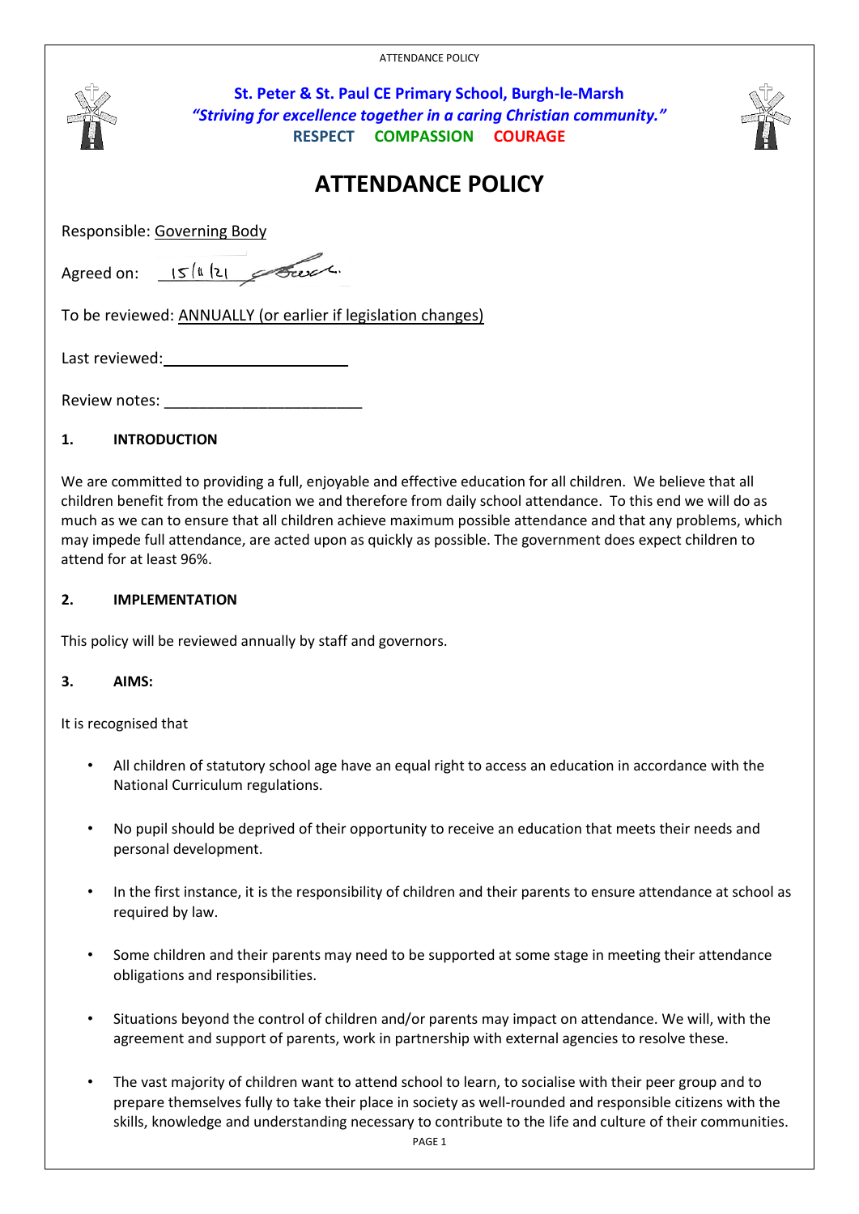**St. Peter & St. Paul CE Primary School, Burgh-le-Marsh**
***"Striving for excellence together in a caring Christian community."***
**RESPECT COMPASSION COURAGE**

# ATTENDANCE POLICY

Responsible: Governing Body

Agreed on: 15/11/21

To be reviewed: ANNUALLY (or earlier if legislation changes)

Last reviewed: ______________________

Review notes: ______________________

## 1. INTRODUCTION

We are committed to providing a full, enjoyable and effective education for all children. We believe that all children benefit from the education we and therefore from daily school attendance. To this end we will do as much as we can to ensure that all children achieve maximum possible attendance and that any problems, which may impede full attendance, are acted upon as quickly as possible. The government does expect children to attend for at least 96%.

## 2. IMPLEMENTATION

This policy will be reviewed annually by staff and governors.

## 3. AIMS:

It is recognised that

- All children of statutory school age have an equal right to access an education in accordance with the National Curriculum regulations.
- No pupil should be deprived of their opportunity to receive an education that meets their needs and personal development.
- In the first instance, it is the responsibility of children and their parents to ensure attendance at school as required by law.
- Some children and their parents may need to be supported at some stage in meeting their attendance obligations and responsibilities.
- Situations beyond the control of children and/or parents may impact on attendance. We will, with the agreement and support of parents, work in partnership with external agencies to resolve these.
- The vast majority of children want to attend school to learn, to socialise with their peer group and to prepare themselves fully to take their place in society as well-rounded and responsible citizens with the skills, knowledge and understanding necessary to contribute to the life and culture of their communities.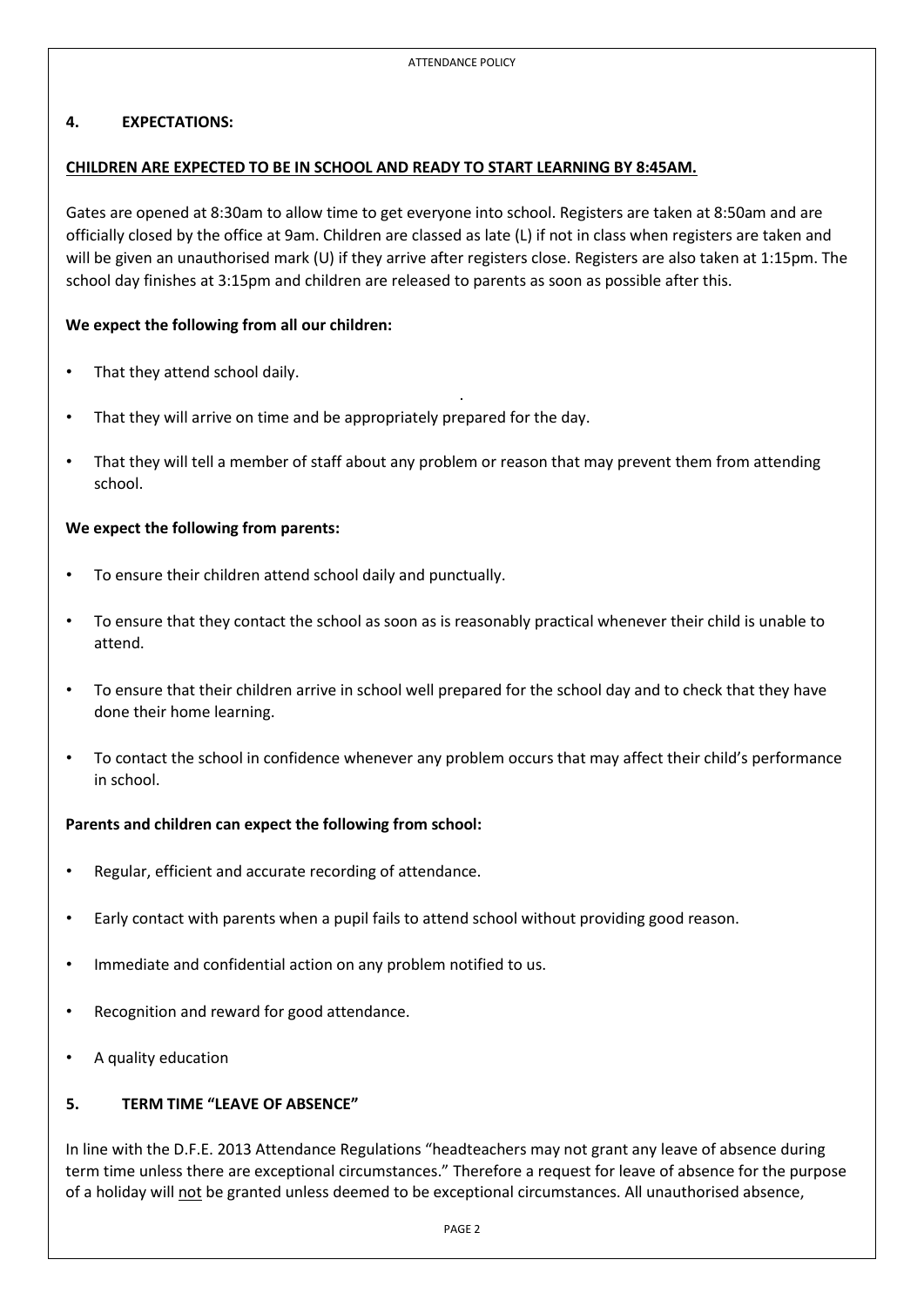## 4. EXPECTATIONS:

**CHILDREN ARE EXPECTED TO BE IN SCHOOL AND READY TO START LEARNING BY 8:45AM.**

Gates are opened at 8:30am to allow time to get everyone into school. Registers are taken at 8:50am and are officially closed by the office at 9am. Children are classed as late (L) if not in class when registers are taken and will be given an unauthorised mark (U) if they arrive after registers close. Registers are also taken at 1:15pm. The school day finishes at 3:15pm and children are released to parents as soon as possible after this.

**We expect the following from all our children:**

- That they attend school daily.
- That they will arrive on time and be appropriately prepared for the day.
- That they will tell a member of staff about any problem or reason that may prevent them from attending school.

**We expect the following from parents:**

- To ensure their children attend school daily and punctually.
- To ensure that they contact the school as soon as is reasonably practical whenever their child is unable to attend.
- To ensure that their children arrive in school well prepared for the school day and to check that they have done their home learning.
- To contact the school in confidence whenever any problem occurs that may affect their child's performance in school.

**Parents and children can expect the following from school:**

- Regular, efficient and accurate recording of attendance.
- Early contact with parents when a pupil fails to attend school without providing good reason.
- Immediate and confidential action on any problem notified to us.
- Recognition and reward for good attendance.
- A quality education

## 5. TERM TIME "LEAVE OF ABSENCE"

In line with the D.F.E. 2013 Attendance Regulations "headteachers may not grant any leave of absence during term time unless there are exceptional circumstances." Therefore a request for leave of absence for the purpose of a holiday will not be granted unless deemed to be exceptional circumstances. All unauthorised absence,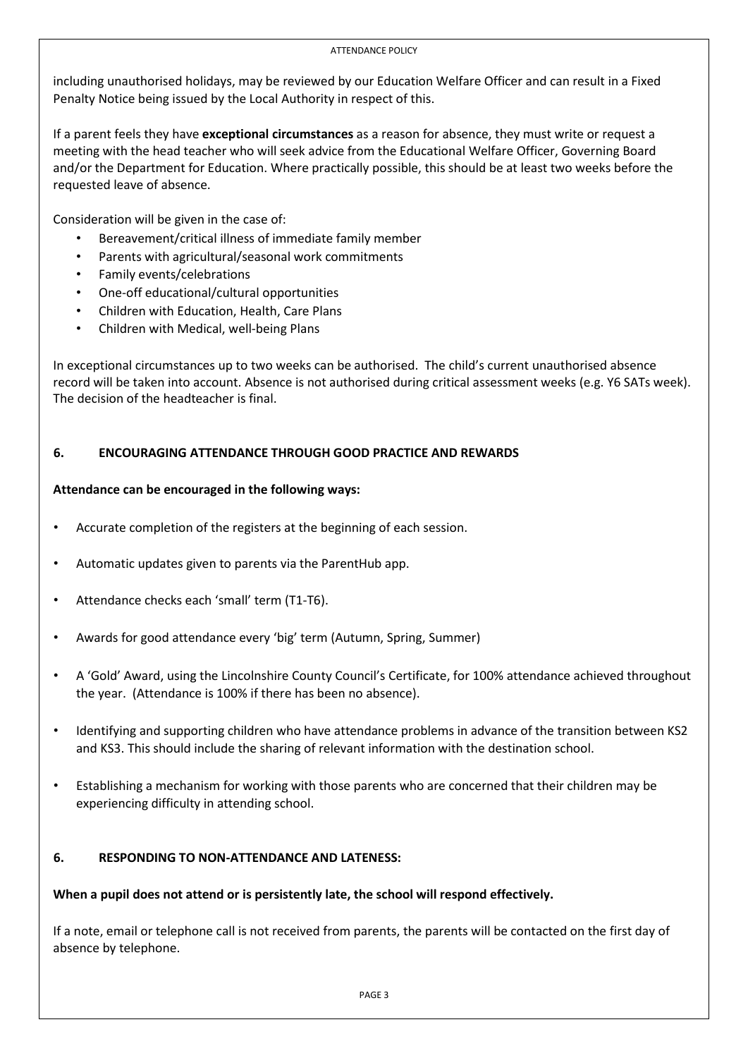including unauthorised holidays, may be reviewed by our Education Welfare Officer and can result in a Fixed Penalty Notice being issued by the Local Authority in respect of this.

If a parent feels they have **exceptional circumstances** as a reason for absence, they must write or request a meeting with the head teacher who will seek advice from the Educational Welfare Officer, Governing Board and/or the Department for Education. Where practically possible, this should be at least two weeks before the requested leave of absence.

Consideration will be given in the case of:

- Bereavement/critical illness of immediate family member
- Parents with agricultural/seasonal work commitments
- Family events/celebrations
- One-off educational/cultural opportunities
- Children with Education, Health, Care Plans
- Children with Medical, well-being Plans

In exceptional circumstances up to two weeks can be authorised. The child's current unauthorised absence record will be taken into account. Absence is not authorised during critical assessment weeks (e.g. Y6 SATs week). The decision of the headteacher is final.

## 6. ENCOURAGING ATTENDANCE THROUGH GOOD PRACTICE AND REWARDS

**Attendance can be encouraged in the following ways:**

- Accurate completion of the registers at the beginning of each session.
- Automatic updates given to parents via the ParentHub app.
- Attendance checks each 'small' term (T1-T6).
- Awards for good attendance every 'big' term (Autumn, Spring, Summer)
- A 'Gold' Award, using the Lincolnshire County Council's Certificate, for 100% attendance achieved throughout the year. (Attendance is 100% if there has been no absence).
- Identifying and supporting children who have attendance problems in advance of the transition between KS2 and KS3. This should include the sharing of relevant information with the destination school.
- Establishing a mechanism for working with those parents who are concerned that their children may be experiencing difficulty in attending school.

## 6. RESPONDING TO NON-ATTENDANCE AND LATENESS:

**When a pupil does not attend or is persistently late, the school will respond effectively.**

If a note, email or telephone call is not received from parents, the parents will be contacted on the first day of absence by telephone.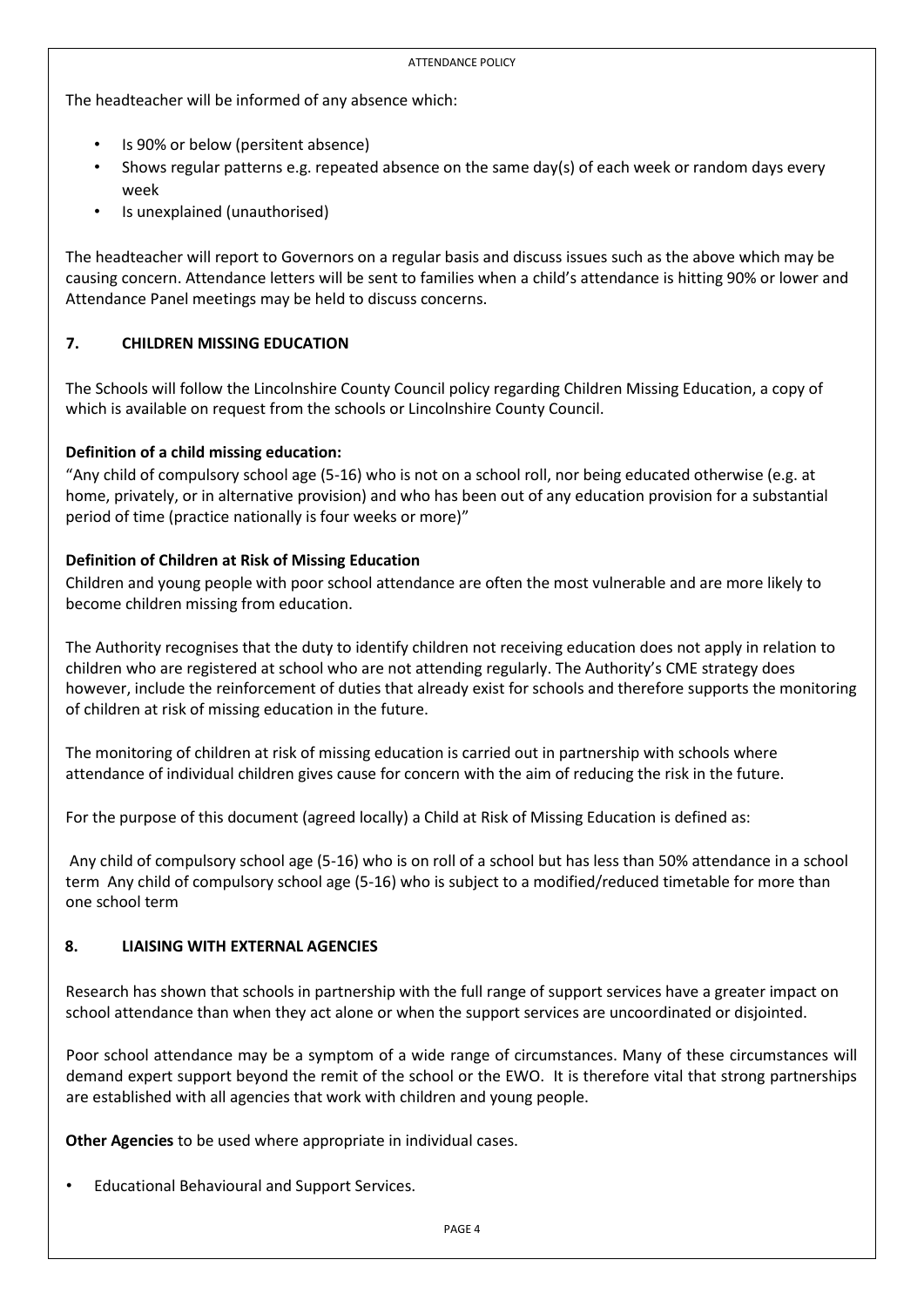The headteacher will be informed of any absence which:

- Is 90% or below (persitent absence)
- Shows regular patterns e.g. repeated absence on the same day(s) of each week or random days every week
- Is unexplained (unauthorised)

The headteacher will report to Governors on a regular basis and discuss issues such as the above which may be causing concern. Attendance letters will be sent to families when a child's attendance is hitting 90% or lower and Attendance Panel meetings may be held to discuss concerns.

## 7. CHILDREN MISSING EDUCATION

The Schools will follow the Lincolnshire County Council policy regarding Children Missing Education, a copy of which is available on request from the schools or Lincolnshire County Council.

**Definition of a child missing education:**

"Any child of compulsory school age (5-16) who is not on a school roll, nor being educated otherwise (e.g. at home, privately, or in alternative provision) and who has been out of any education provision for a substantial period of time (practice nationally is four weeks or more)"

**Definition of Children at Risk of Missing Education**

Children and young people with poor school attendance are often the most vulnerable and are more likely to become children missing from education.

The Authority recognises that the duty to identify children not receiving education does not apply in relation to children who are registered at school who are not attending regularly. The Authority's CME strategy does however, include the reinforcement of duties that already exist for schools and therefore supports the monitoring of children at risk of missing education in the future.

The monitoring of children at risk of missing education is carried out in partnership with schools where attendance of individual children gives cause for concern with the aim of reducing the risk in the future.

For the purpose of this document (agreed locally) a Child at Risk of Missing Education is defined as:

Any child of compulsory school age (5-16) who is on roll of a school but has less than 50% attendance in a school term Any child of compulsory school age (5-16) who is subject to a modified/reduced timetable for more than one school term

## 8. LIAISING WITH EXTERNAL AGENCIES

Research has shown that schools in partnership with the full range of support services have a greater impact on school attendance than when they act alone or when the support services are uncoordinated or disjointed.

Poor school attendance may be a symptom of a wide range of circumstances. Many of these circumstances will demand expert support beyond the remit of the school or the EWO. It is therefore vital that strong partnerships are established with all agencies that work with children and young people.

**Other Agencies** to be used where appropriate in individual cases.

- Educational Behavioural and Support Services.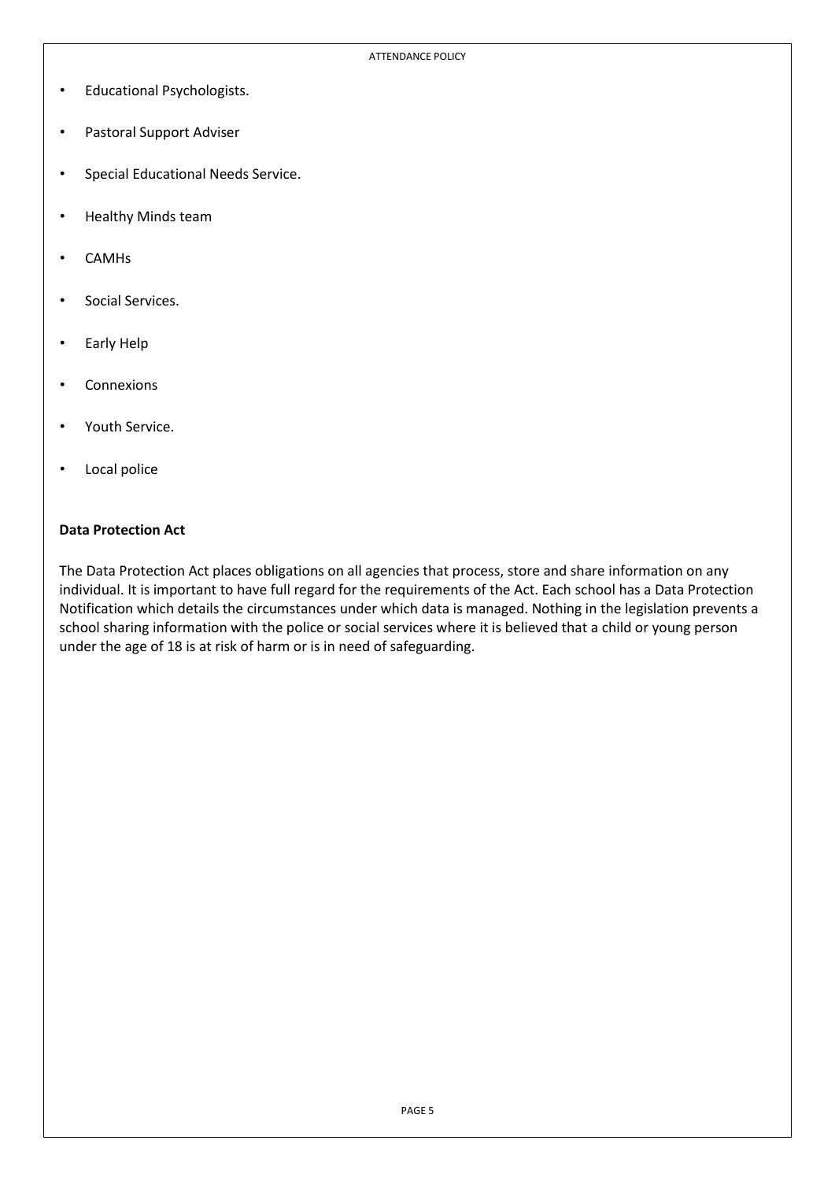- Educational Psychologists.
- Pastoral Support Adviser
- Special Educational Needs Service.
- Healthy Minds team
- CAMHs
- Social Services.
- Early Help
- Connexions
- Youth Service.
- Local police

**Data Protection Act**

The Data Protection Act places obligations on all agencies that process, store and share information on any individual. It is important to have full regard for the requirements of the Act. Each school has a Data Protection Notification which details the circumstances under which data is managed. Nothing in the legislation prevents a school sharing information with the police or social services where it is believed that a child or young person under the age of 18 is at risk of harm or is in need of safeguarding.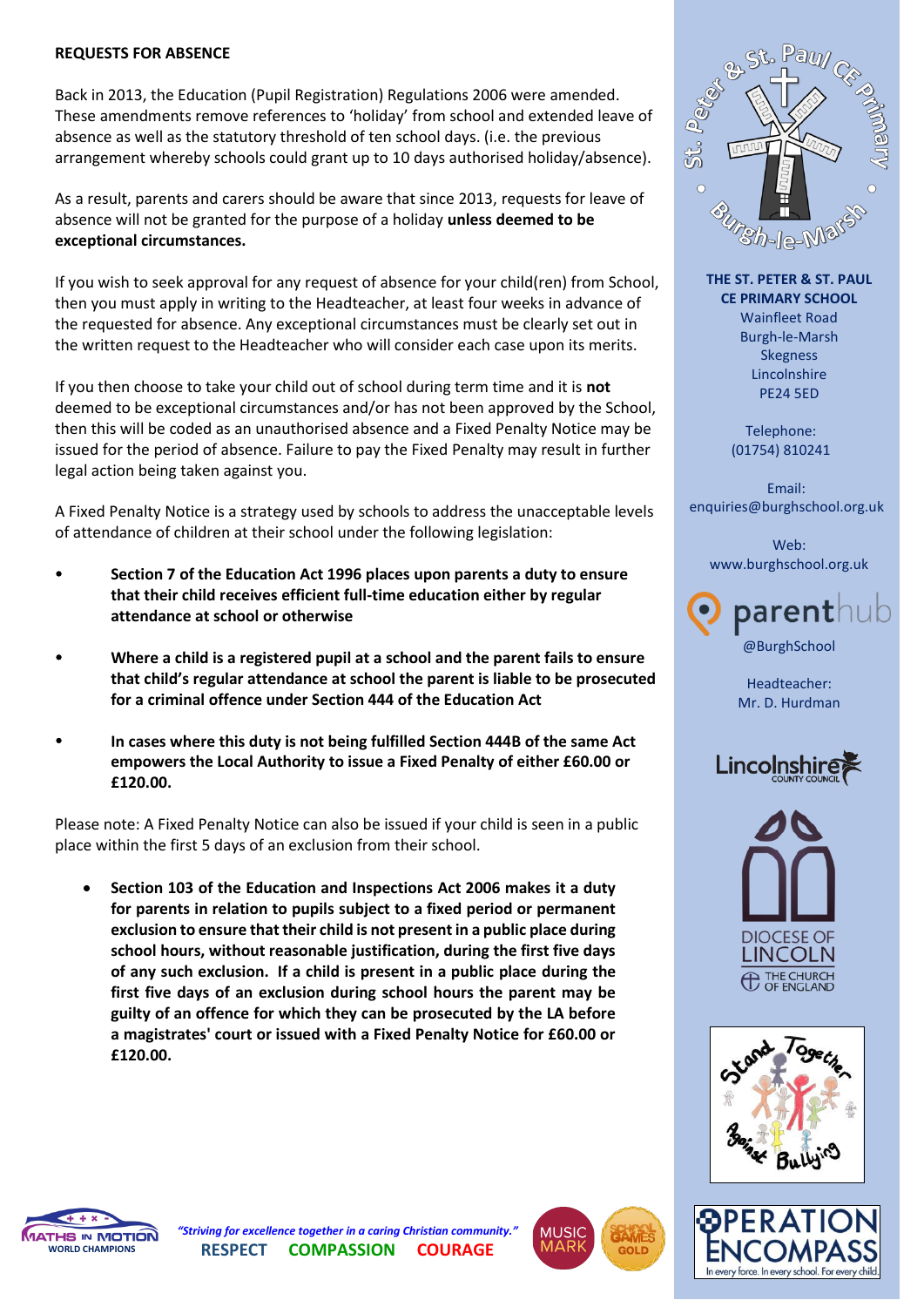**REQUESTS FOR ABSENCE**

Back in 2013, the Education (Pupil Registration) Regulations 2006 were amended. These amendments remove references to 'holiday' from school and extended leave of absence as well as the statutory threshold of ten school days. (i.e. the previous arrangement whereby schools could grant up to 10 days authorised holiday/absence).

As a result, parents and carers should be aware that since 2013, requests for leave of absence will not be granted for the purpose of a holiday **unless deemed to be exceptional circumstances.**

If you wish to seek approval for any request of absence for your child(ren) from School, then you must apply in writing to the Headteacher, at least four weeks in advance of the requested for absence. Any exceptional circumstances must be clearly set out in the written request to the Headteacher who will consider each case upon its merits.

If you then choose to take your child out of school during term time and it is **not** deemed to be exceptional circumstances and/or has not been approved by the School, then this will be coded as an unauthorised absence and a Fixed Penalty Notice may be issued for the period of absence. Failure to pay the Fixed Penalty may result in further legal action being taken against you.

A Fixed Penalty Notice is a strategy used by schools to address the unacceptable levels of attendance of children at their school under the following legislation:

- **Section 7 of the Education Act 1996 places upon parents a duty to ensure that their child receives efficient full-time education either by regular attendance at school or otherwise**
- **Where a child is a registered pupil at a school and the parent fails to ensure that child's regular attendance at school the parent is liable to be prosecuted for a criminal offence under Section 444 of the Education Act**
- **In cases where this duty is not being fulfilled Section 444B of the same Act empowers the Local Authority to issue a Fixed Penalty of either £60.00 or £120.00.**

Please note: A Fixed Penalty Notice can also be issued if your child is seen in a public place within the first 5 days of an exclusion from their school.

- **Section 103 of the Education and Inspections Act 2006 makes it a duty for parents in relation to pupils subject to a fixed period or permanent exclusion to ensure that their child is not present in a public place during school hours, without reasonable justification, during the first five days of any such exclusion. If a child is present in a public place during the first five days of an exclusion during school hours the parent may be guilty of an offence for which they can be prosecuted by the LA before a magistrates' court or issued with a Fixed Penalty Notice for £60.00 or £120.00.**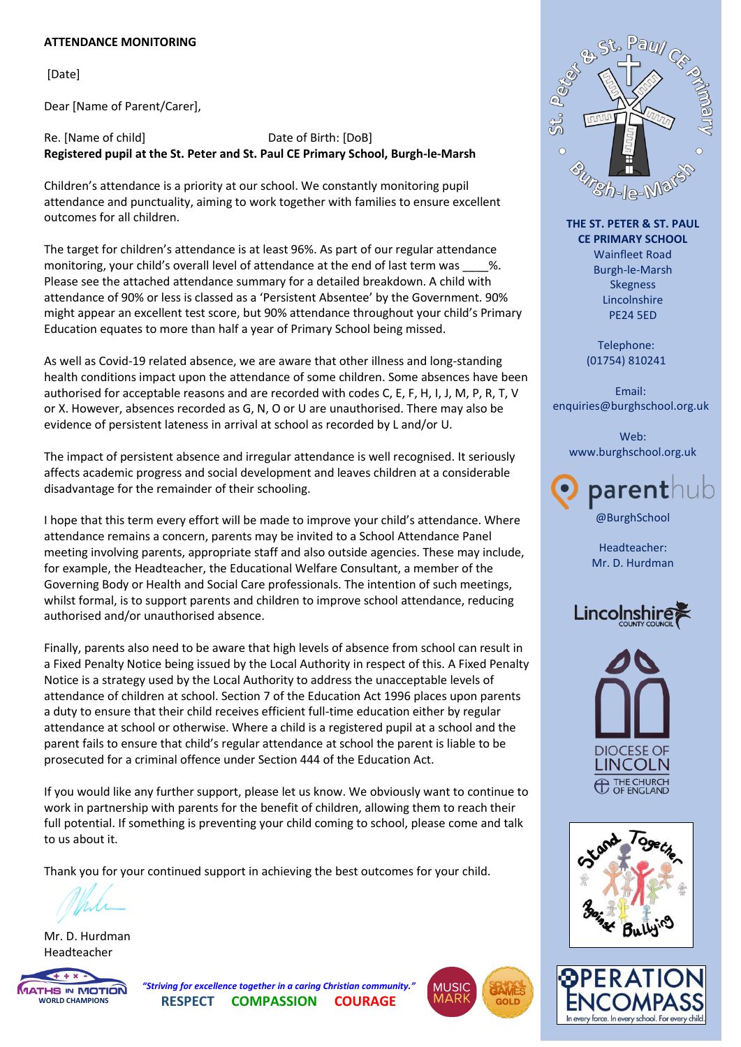**ATTENDANCE MONITORING**

[Date]

Dear [Name of Parent/Carer],

Re. [Name of child] Date of Birth: [DoB]
**Registered pupil at the St. Peter and St. Paul CE Primary School, Burgh-le-Marsh**

Children's attendance is a priority at our school. We constantly monitoring pupil attendance and punctuality, aiming to work together with families to ensure excellent outcomes for all children.

The target for children's attendance is at least 96%. As part of our regular attendance monitoring, your child's overall level of attendance at the end of last term was ____%. Please see the attached attendance summary for a detailed breakdown. A child with attendance of 90% or less is classed as a 'Persistent Absentee' by the Government. 90% might appear an excellent test score, but 90% attendance throughout your child's Primary Education equates to more than half a year of Primary School being missed.

As well as Covid-19 related absence, we are aware that other illness and long-standing health conditions impact upon the attendance of some children. Some absences have been authorised for acceptable reasons and are recorded with codes C, E, F, H, I, J, M, P, R, T, V or X. However, absences recorded as G, N, O or U are unauthorised. There may also be evidence of persistent lateness in arrival at school as recorded by L and/or U.

The impact of persistent absence and irregular attendance is well recognised. It seriously affects academic progress and social development and leaves children at a considerable disadvantage for the remainder of their schooling.

I hope that this term every effort will be made to improve your child's attendance. Where attendance remains a concern, parents may be invited to a School Attendance Panel meeting involving parents, appropriate staff and also outside agencies. These may include, for example, the Headteacher, the Educational Welfare Consultant, a member of the Governing Body or Health and Social Care professionals. The intention of such meetings, whilst formal, is to support parents and children to improve school attendance, reducing authorised and/or unauthorised absence.

Finally, parents also need to be aware that high levels of absence from school can result in a Fixed Penalty Notice being issued by the Local Authority in respect of this. A Fixed Penalty Notice is a strategy used by the Local Authority to address the unacceptable levels of attendance of children at school. Section 7 of the Education Act 1996 places upon parents a duty to ensure that their child receives efficient full-time education either by regular attendance at school or otherwise. Where a child is a registered pupil at a school and the parent fails to ensure that child's regular attendance at school the parent is liable to be prosecuted for a criminal offence under Section 444 of the Education Act.

If you would like any further support, please let us know. We obviously want to continue to work in partnership with parents for the benefit of children, allowing them to reach their full potential. If something is preventing your child coming to school, please come and talk to us about it.

Thank you for your continued support in achieving the best outcomes for your child.

Mr. D. Hurdman
Headteacher

**THE ST. PETER & ST. PAUL CE PRIMARY SCHOOL**
Wainfleet Road
Burgh-le-Marsh
Skegness
Lincolnshire
PE24 5ED

Telephone:
(01754) 810241

Email:
enquiries@burghschool.org.uk

Web:
www.burghschool.org.uk

parenthub
@BurghSchool

Headteacher:
Mr. D. Hurdman

*"Striving for excellence together in a caring Christian community."*
RESPECT COMPASSION COURAGE